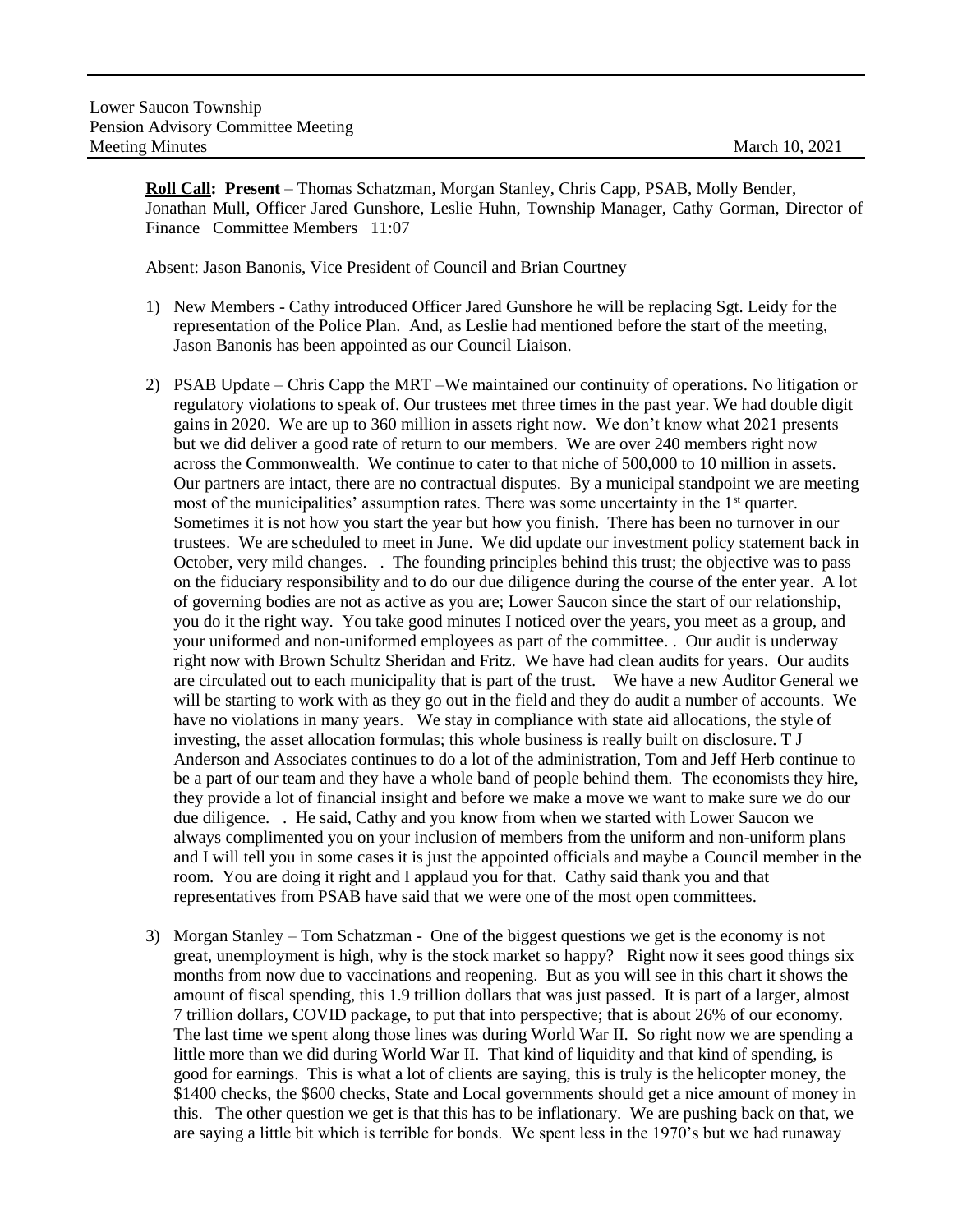Lower Saucon Township
Pension Advisory Committee Meeting
Meeting Minutes March 10, 2021

**Roll Call: Present** – Thomas Schatzman, Morgan Stanley, Chris Capp, PSAB, Molly Bender, Jonathan Mull, Officer Jared Gunshore, Leslie Huhn, Township Manager, Cathy Gorman, Director of Finance Committee Members 11:07

Absent: Jason Banonis, Vice President of Council and Brian Courtney

1) New Members - Cathy introduced Officer Jared Gunshore he will be replacing Sgt. Leidy for the representation of the Police Plan. And, as Leslie had mentioned before the start of the meeting, Jason Banonis has been appointed as our Council Liaison.

2) PSAB Update – Chris Capp the MRT –We maintained our continuity of operations. No litigation or regulatory violations to speak of. Our trustees met three times in the past year. We had double digit gains in 2020. We are up to 360 million in assets right now. We don't know what 2021 presents but we did deliver a good rate of return to our members. We are over 240 members right now across the Commonwealth. We continue to cater to that niche of 500,000 to 10 million in assets. Our partners are intact, there are no contractual disputes. By a municipal standpoint we are meeting most of the municipalities' assumption rates. There was some uncertainty in the 1st quarter. Sometimes it is not how you start the year but how you finish. There has been no turnover in our trustees. We are scheduled to meet in June. We did update our investment policy statement back in October, very mild changes. . The founding principles behind this trust; the objective was to pass on the fiduciary responsibility and to do our due diligence during the course of the enter year. A lot of governing bodies are not as active as you are; Lower Saucon since the start of our relationship, you do it the right way. You take good minutes I noticed over the years, you meet as a group, and your uniformed and non-uniformed employees as part of the committee. . Our audit is underway right now with Brown Schultz Sheridan and Fritz. We have had clean audits for years. Our audits are circulated out to each municipality that is part of the trust. We have a new Auditor General we will be starting to work with as they go out in the field and they do audit a number of accounts. We have no violations in many years. We stay in compliance with state aid allocations, the style of investing, the asset allocation formulas; this whole business is really built on disclosure. T J Anderson and Associates continues to do a lot of the administration, Tom and Jeff Herb continue to be a part of our team and they have a whole band of people behind them. The economists they hire, they provide a lot of financial insight and before we make a move we want to make sure we do our due diligence. . He said, Cathy and you know from when we started with Lower Saucon we always complimented you on your inclusion of members from the uniform and non-uniform plans and I will tell you in some cases it is just the appointed officials and maybe a Council member in the room. You are doing it right and I applaud you for that. Cathy said thank you and that representatives from PSAB have said that we were one of the most open committees.

3) Morgan Stanley – Tom Schatzman - One of the biggest questions we get is the economy is not great, unemployment is high, why is the stock market so happy? Right now it sees good things six months from now due to vaccinations and reopening. But as you will see in this chart it shows the amount of fiscal spending, this 1.9 trillion dollars that was just passed. It is part of a larger, almost 7 trillion dollars, COVID package, to put that into perspective; that is about 26% of our economy. The last time we spent along those lines was during World War II. So right now we are spending a little more than we did during World War II. That kind of liquidity and that kind of spending, is good for earnings. This is what a lot of clients are saying, this is truly is the helicopter money, the $1400 checks, the $600 checks, State and Local governments should get a nice amount of money in this. The other question we get is that this has to be inflationary. We are pushing back on that, we are saying a little bit which is terrible for bonds. We spent less in the 1970's but we had runaway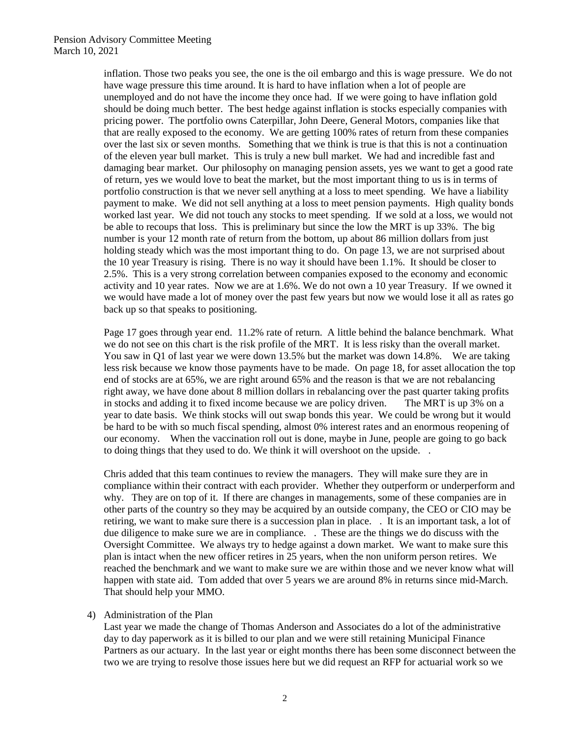inflation. Those two peaks you see, the one is the oil embargo and this is wage pressure. We do not have wage pressure this time around. It is hard to have inflation when a lot of people are unemployed and do not have the income they once had. If we were going to have inflation gold should be doing much better. The best hedge against inflation is stocks especially companies with pricing power. The portfolio owns Caterpillar, John Deere, General Motors, companies like that that are really exposed to the economy. We are getting 100% rates of return from these companies over the last six or seven months. Something that we think is true is that this is not a continuation of the eleven year bull market. This is truly a new bull market. We had and incredible fast and damaging bear market. Our philosophy on managing pension assets, yes we want to get a good rate of return, yes we would love to beat the market, but the most important thing to us is in terms of portfolio construction is that we never sell anything at a loss to meet spending. We have a liability payment to make. We did not sell anything at a loss to meet pension payments. High quality bonds worked last year. We did not touch any stocks to meet spending. If we sold at a loss, we would not be able to recoups that loss. This is preliminary but since the low the MRT is up 33%. The big number is your 12 month rate of return from the bottom, up about 86 million dollars from just holding steady which was the most important thing to do. On page 13, we are not surprised about the 10 year Treasury is rising. There is no way it should have been 1.1%. It should be closer to 2.5%. This is a very strong correlation between companies exposed to the economy and economic activity and 10 year rates. Now we are at 1.6%. We do not own a 10 year Treasury. If we owned it we would have made a lot of money over the past few years but now we would lose it all as rates go back up so that speaks to positioning.

Page 17 goes through year end. 11.2% rate of return. A little behind the balance benchmark. What we do not see on this chart is the risk profile of the MRT. It is less risky than the overall market. You saw in Q1 of last year we were down 13.5% but the market was down 14.8%. We are taking less risk because we know those payments have to be made. On page 18, for asset allocation the top end of stocks are at 65%, we are right around 65% and the reason is that we are not rebalancing right away, we have done about 8 million dollars in rebalancing over the past quarter taking profits in stocks and adding it to fixed income because we are policy driven. The MRT is up 3% on a year to date basis. We think stocks will out swap bonds this year. We could be wrong but it would be hard to be with so much fiscal spending, almost 0% interest rates and an enormous reopening of our economy. When the vaccination roll out is done, maybe in June, people are going to go back to doing things that they used to do. We think it will overshoot on the upside. .

Chris added that this team continues to review the managers. They will make sure they are in compliance within their contract with each provider. Whether they outperform or underperform and why. They are on top of it. If there are changes in managements, some of these companies are in other parts of the country so they may be acquired by an outside company, the CEO or CIO may be retiring, we want to make sure there is a succession plan in place. . It is an important task, a lot of due diligence to make sure we are in compliance. . These are the things we do discuss with the Oversight Committee. We always try to hedge against a down market. We want to make sure this plan is intact when the new officer retires in 25 years, when the non uniform person retires. We reached the benchmark and we want to make sure we are within those and we never know what will happen with state aid. Tom added that over 5 years we are around 8% in returns since mid-March. That should help your MMO.

4) Administration of the Plan

Last year we made the change of Thomas Anderson and Associates do a lot of the administrative day to day paperwork as it is billed to our plan and we were still retaining Municipal Finance Partners as our actuary. In the last year or eight months there has been some disconnect between the two we are trying to resolve those issues here but we did request an RFP for actuarial work so we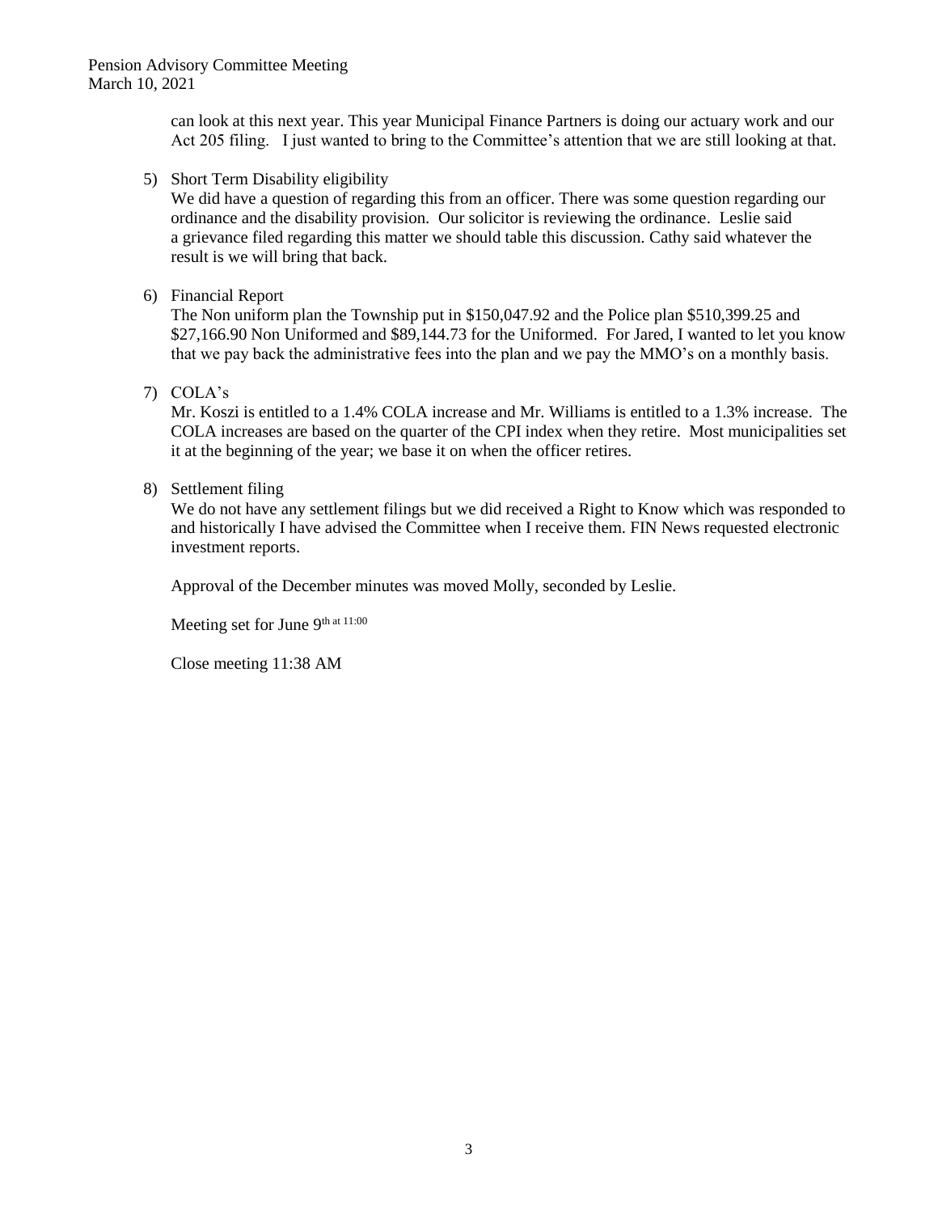can look at this next year. This year Municipal Finance Partners is doing our actuary work and our Act 205 filing. I just wanted to bring to the Committee's attention that we are still looking at that.

5) Short Term Disability eligibility

   We did have a question of regarding this from an officer. There was some question regarding our ordinance and the disability provision. Our solicitor is reviewing the ordinance. Leslie said a grievance filed regarding this matter we should table this discussion. Cathy said whatever the result is we will bring that back.

6) Financial Report

   The Non uniform plan the Township put in $150,047.92 and the Police plan $510,399.25 and $27,166.90 Non Uniformed and $89,144.73 for the Uniformed. For Jared, I wanted to let you know that we pay back the administrative fees into the plan and we pay the MMO's on a monthly basis.

7) COLA's

   Mr. Koszi is entitled to a 1.4% COLA increase and Mr. Williams is entitled to a 1.3% increase. The COLA increases are based on the quarter of the CPI index when they retire. Most municipalities set it at the beginning of the year; we base it on when the officer retires.

8) Settlement filing

   We do not have any settlement filings but we did received a Right to Know which was responded to and historically I have advised the Committee when I receive them. FIN News requested electronic investment reports.

   Approval of the December minutes was moved Molly, seconded by Leslie.

   Meeting set for June 9th at 11:00

   Close meeting 11:38 AM